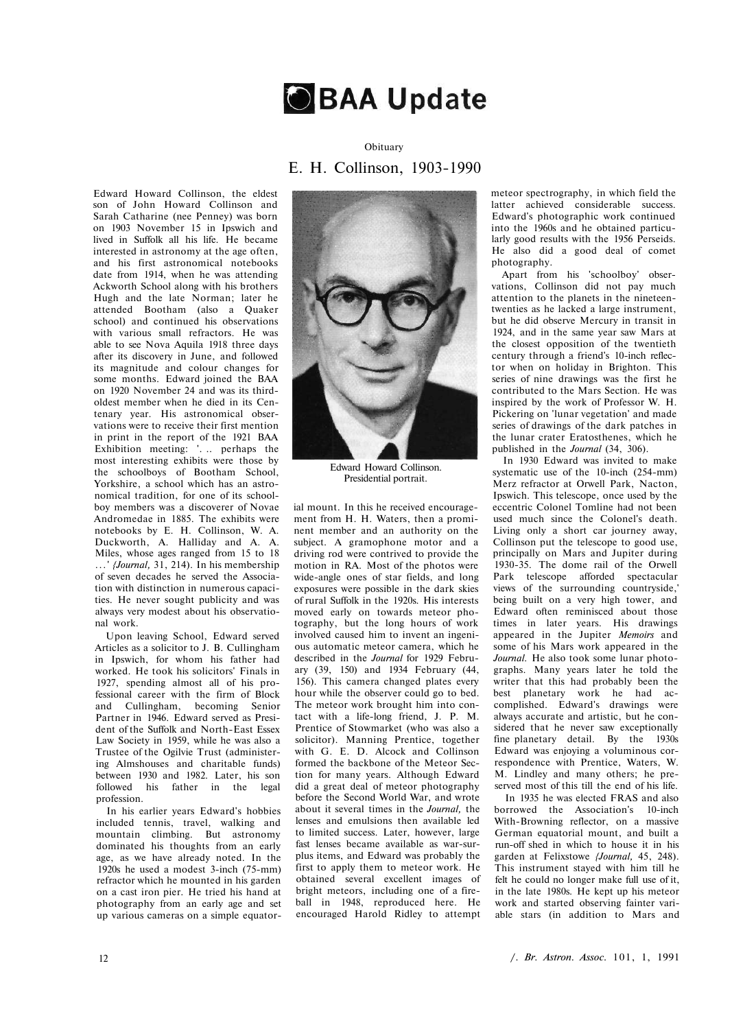# BAA Update

Obituary

## E. H. Collinson, 1903-1990

Edward Howard Collinson, the eldest son of John Howard Collinson and Sarah Catharine (nee Penney) was born on 1903 November 15 in Ipswich and lived in Suffolk all his life. He became interested in astronomy at the age often, and his first astronomical notebooks date from 1914, when he was attending Ackworth School along with his brothers Hugh and the late Norman; later he attended Bootham (also a Quaker school) and continued his observations with various small refractors. He was able to see Nova Aquila 1918 three days after its discovery in June, and followed its magnitude and colour changes for some months. Edward joined the BAA on 1920 November 24 and was its third-oldest member when he died in its Centenary year. His astronomical observations were to receive their first mention in print in the report of the 1921 BAA Exhibition meeting: '. .. perhaps the most interesting exhibits were those by the schoolboys of Bootham School, Yorkshire, a school which has an astronomical tradition, for one of its schoolboy members was a discoverer of Novae Andromedae in 1885. The exhibits were notebooks by E. H. Collinson, W. A. Duckworth, A. Halliday and A. A. Miles, whose ages ranged from 15 to 18 ...' (*Journal,* 31, 214). In his membership of seven decades he served the Association with distinction in numerous capacities. He never sought publicity and was always very modest about his observational work.

Upon leaving School, Edward served Articles as a solicitor to J. B. Cullingham in Ipswich, for whom his father had worked. He took his solicitors' Finals in 1927, spending almost all of his professional career with the firm of Block and Cullingham, becoming Senior Partner in 1946. Edward served as President of the Suffolk and North-East Essex Law Society in 1959, while he was also a Trustee of the Ogilvie Trust (administering Almshouses and charitable funds) between 1930 and 1982. Later, his son followed his father in the legal profession.

In his earlier years Edward's hobbies included tennis, travel, walking and mountain climbing. But astronomy dominated his thoughts from an early age, as we have already noted. In the 1920s he used a modest 3-inch (75-mm) refractor which he mounted in his garden on a cast iron pier. He tried his hand at photography from an early age and set up various cameras on a simple equatorial mount. In this he received encouragement from H. H. Waters, then a prominent member and an authority on the subject. A gramophone motor and a driving rod were contrived to provide the motion in RA. Most of the photos were wide-angle ones of star fields, and long exposures were possible in the dark skies of rural Suffolk in the 1920s. His interests moved early on towards meteor photography, but the long hours of work involved caused him to invent an ingenious automatic meteor camera, which he described in the *Journal* for 1929 February (39, 150) and 1934 February (44, 156). This camera changed plates every hour while the observer could go to bed. The meteor work brought him into contact with a life-long friend, J. P. M. Prentice of Stowmarket (who was also a solicitor). Manning Prentice, together with G. E. D. Alcock and Collinson formed the backbone of the Meteor Section for many years. Although Edward did a great deal of meteor photography before the Second World War, and wrote about it several times in the *Journal,* the lenses and emulsions then available led to limited success. Later, however, large fast lenses became available as war-surplus items, and Edward was probably the first to apply them to meteor work. He obtained several excellent images of bright meteors, including one of a fireball in 1948, reproduced here. He encouraged Harold Ridley to attempt meteor spectrography, in which field the latter achieved considerable success. Edward's photographic work continued into the 1960s and he obtained particularly good results with the 1956 Perseids. He also did a good deal of comet photography.

Edward Howard Collinson.
Presidential portrait.

Apart from his 'schoolboy' observations, Collinson did not pay much attention to the planets in the nineteen-twenties as he lacked a large instrument, but he did observe Mercury in transit in 1924, and in the same year saw Mars at the closest opposition of the twentieth century through a friend's 10-inch reflector when on holiday in Brighton. This series of nine drawings was the first he contributed to the Mars Section. He was inspired by the work of Professor W. H. Pickering on 'lunar vegetation' and made series of drawings of the dark patches in the lunar crater Eratosthenes, which he published in the *Journal* (34, 306).

In 1930 Edward was invited to make systematic use of the 10-inch (254-mm) Merz refractor at Orwell Park, Nacton, Ipswich. This telescope, once used by the eccentric Colonel Tomline had not been used much since the Colonel's death. Living only a short car journey away, Collinson put the telescope to good use, principally on Mars and Jupiter during 1930-35. The dome rail of the Orwell Park telescope afforded spectacular views of the surrounding countryside,' being built on a very high tower, and Edward often reminisced about those times in later years. His drawings appeared in the Jupiter *Memoirs* and some of his Mars work appeared in the *Journal.* He also took some lunar photographs. Many years later he told the writer that this had probably been the best planetary work he had accomplished. Edward's drawings were always accurate and artistic, but he considered that he never saw exceptionally fine planetary detail. By the 1930s Edward was enjoying a voluminous correspondence with Prentice, Waters, W. M. Lindley and many others; he preserved most of this till the end of his life.

In 1935 he was elected FRAS and also borrowed the Association's 10-inch With-Browning reflector, on a massive German equatorial mount, and built a run-off shed in which to house it in his garden at Felixstowe (*Journal,* 45, 248). This instrument stayed with him till he felt he could no longer make full use of it, in the late 1980s. He kept up his meteor work and started observing fainter variable stars (in addition to Mars and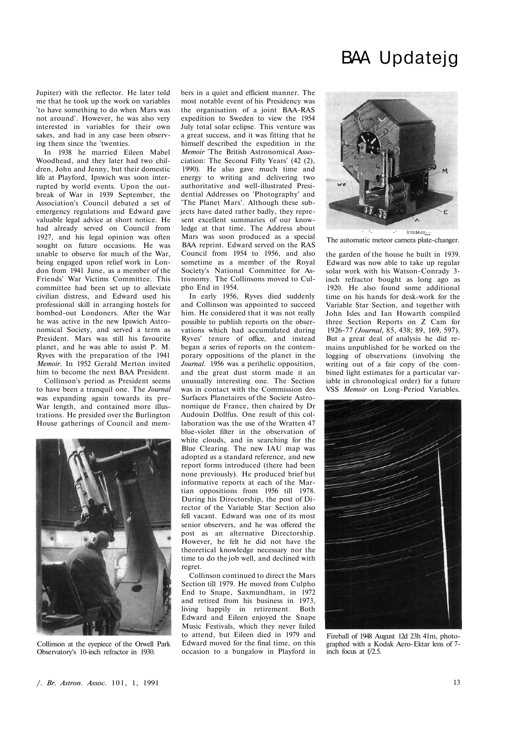Jupiter) with the reflector. He later told me that he took up the work on variables 'to have something to do when Mars was not around'. However, he was also very interested in variables for their own sakes, and had in any case been observing them since the 'twenties.

In 1938 he married Eileen Mabel Woodhead, and they later had two children, John and Jenny, but their domestic life at Playford, Ipswich was soon interrupted by world events. Upon the outbreak of War in 1939 September, the Association's Council debated a set of emergency regulations and Edward gave valuable legal advice at short notice. He had already served on Council from 1927, and his legal opinion was often sought on future occasions. He was unable to observe for much of the War, being engaged upon relief work in London from 1941 June, as a member of the Friends' War Victims Committee. This committee had been set up to alleviate civilian distress, and Edward used his professional skill in arranging hostels for bombed-out Londoners. After the War he was active in the new Ipswich Astronomical Society, and served a term as President. Mars was still his favourite planet, and he was able to assist P. M. Ryves with the preparation of the 1941 *Memoir.* In 1952 Gerald Merton invited him to become the next BAA President.

Collinson's period as President seems to have been a tranquil one. The *Journal* was expanding again towards its pre-War length, and contained more illustrations. He presided over the Burlington House gatherings of Council and members in a quiet and efficient manner. The most notable event of his Presidency was the organisation of a joint BAA-RAS expedition to Sweden to view the 1954 July total solar eclipse. This venture was a great success, and it was fitting that he himself described the expedition in the *Memoir* 'The British Astronomical Association: The Second Fifty Years' (42 (2), 1990). He also gave much time and energy to writing and delivering two authoritative and well-illustrated Presidential Addresses on 'Photography' and 'The Planet Mars'. Although these subjects have dated rather badly, they represent excellent summaries of our knowledge at that time. The Address about Mars was soon produced as a special BAA reprint. Edward served on the RAS Council from 1954 to 1956, and also sometime as a member of the Royal Society's National Committee for Astronomy. The Collinsons moved to Culpho End in 1954.

Collinson at the eyepiece of the Orwell Park Observatory's 10-inch refractor in 1930.

In early 1956, Ryves died suddenly and Collinson was appointed to succeed him. He considered that it was not really possible to publish reports on the observations which had accumulated during Ryves' tenure of office, and instead began a series of reports on the contemporary oppositions of the planet in the *Journal.* 1956 was a perihelic opposition, and the great dust storm made it an unusually interesting one. The Section was in contact with the Commission des Surfaces Planetaires of the Societe Astronomique de France, then chaired by Dr Audouin Dollfus. One result of this collaboration was the use of the Wratten 47 blue-violet filter in the observation of white clouds, and in searching for the Blue Clearing. The new IAU map was adopted as a standard reference, and new report forms introduced (there had been none previously). He produced brief but informative reports at each of the Martian oppositions from 1956 till 1978. During his Directorship, the post of Director of the Variable Star Section also fell vacant. Edward was one of its most senior observers, and he was offered the post as an alternative Directorship. However, he felt he did not have the theoretical knowledge necessary nor the time to do the job well, and declined with regret.

Collinson continued to direct the Mars Section till 1979. He moved from Culpho End to Snape, Saxmundham, in 1972 and retired from his business in 1973, living happily in retirement. Both Edward and Eileen enjoyed the Snape Music Festivals, which they never failed to attend, but Eileen died in 1979 and Edward moved for the final time, on this occasion to a bungalow in Playford in the garden of the house he built in 1939. Edward was now able to take up regular solar work with his Watson-Conrady 3-inch refractor bought as long ago as 1920. He also found some additional time on his hands for desk-work for the Variable Star Section, and together with John Isles and Ian Howarth compiled three Section Reports on Z Cam for 1926-77 *(Journal,* 85, 438; 89, 169, 597). But a great deal of analysis he did remains unpublished for he worked on the logging of observations (involving the writing out of a fair copy of the combined light estimates for a particular variable in chronological order) for a future VSS *Memoir* on Long-Period Variables.

The automatic meteor camera plate-changer.

Fireball of 1948 August 12d 23h 41m, photographed with a Kodak Aero-Ektar lens of 7-inch focus at f/2.5.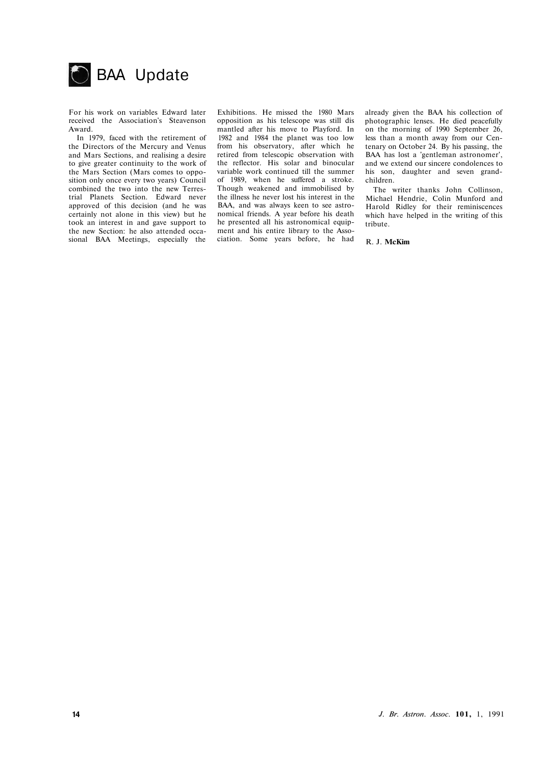# BAA Update

For his work on variables Edward later received the Association's Steavenson Award.

In 1979, faced with the retirement of the Directors of the Mercury and Venus and Mars Sections, and realising a desire to give greater continuity to the work of the Mars Section (Mars comes to opposition only once every two years) Council combined the two into the new Terrestrial Planets Section. Edward never approved of this decision (and he was certainly not alone in this view) but he took an interest in and gave support to the new Section: he also attended occasional BAA Meetings, especially the Exhibitions. He missed the 1980 Mars opposition as his telescope was still dismantled after his move to Playford. In 1982 and 1984 the planet was too low from his observatory, after which he retired from telescopic observation with the reflector. His solar and binocular variable work continued till the summer of 1989, when he suffered a stroke. Though weakened and immobilised by the illness he never lost his interest in the BAA, and was always keen to see astronomical friends. A year before his death he presented all his astronomical equipment and his entire library to the Association. Some years before, he had already given the BAA his collection of photographic lenses. He died peacefully on the morning of 1990 September 26, less than a month away from our Centenary on October 24. By his passing, the BAA has lost a 'gentleman astronomer', and we extend our sincere condolences to his son, daughter and seven grandchildren.

The writer thanks John Collinson, Michael Hendrie, Colin Munford and Harold Ridley for their reminiscences which have helped in the writing of this tribute.

R. J. **McKim**